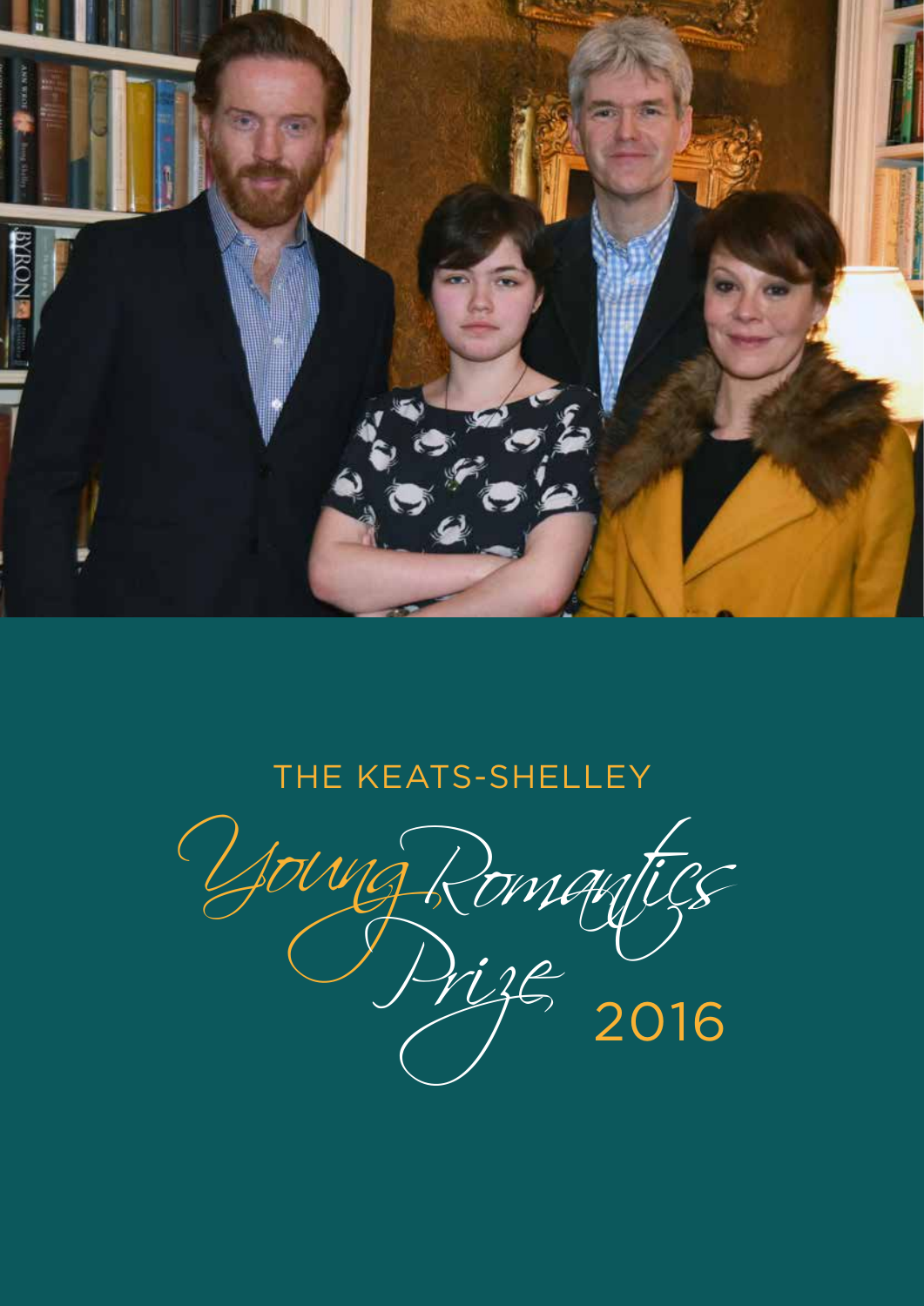THE KEATS-SHELLEY

# Young Romantics Prize 2016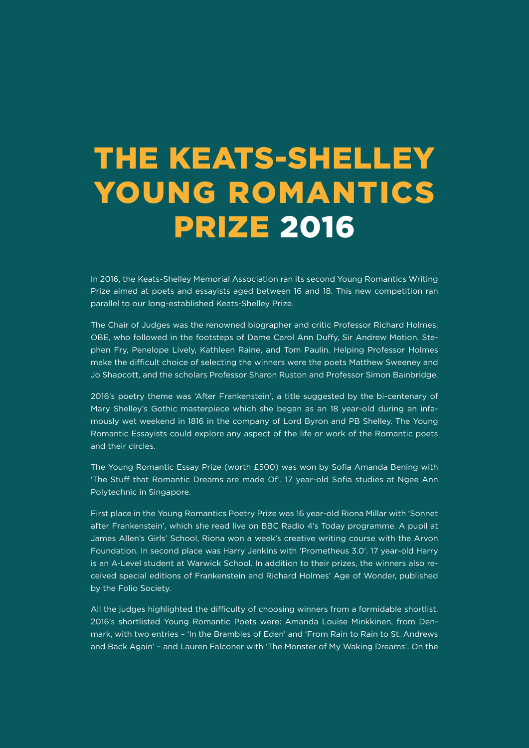# THE KEATS-SHELLEY YOUNG ROMANTICS PRIZE 2016

In 2016, the Keats-Shelley Memorial Association ran its second Young Romantics Writing Prize aimed at poets and essayists aged between 16 and 18. This new competition ran parallel to our long-established Keats-Shelley Prize.

The Chair of Judges was the renowned biographer and critic Professor Richard Holmes, OBE, who followed in the footsteps of Dame Carol Ann Duffy, Sir Andrew Motion, Stephen Fry, Penelope Lively, Kathleen Raine, and Tom Paulin. Helping Professor Holmes make the difficult choice of selecting the winners were the poets Matthew Sweeney and Jo Shapcott, and the scholars Professor Sharon Ruston and Professor Simon Bainbridge.

2016's poetry theme was 'After Frankenstein', a title suggested by the bi-centenary of Mary Shelley's Gothic masterpiece which she began as an 18 year-old during an infamously wet weekend in 1816 in the company of Lord Byron and PB Shelley. The Young Romantic Essayists could explore any aspect of the life or work of the Romantic poets and their circles.

The Young Romantic Essay Prize (worth £500) was won by Sofia Amanda Bening with 'The Stuff that Romantic Dreams are made Of'. 17 year-old Sofia studies at Ngee Ann Polytechnic in Singapore.

First place in the Young Romantics Poetry Prize was 16 year-old Riona Millar with 'Sonnet after Frankenstein', which she read live on BBC Radio 4's Today programme. A pupil at James Allen's Girls' School, Riona won a week's creative writing course with the Arvon Foundation. In second place was Harry Jenkins with 'Prometheus 3.0'. 17 year-old Harry is an A-Level student at Warwick School. In addition to their prizes, the winners also received special editions of Frankenstein and Richard Holmes' Age of Wonder, published by the Folio Society.

All the judges highlighted the difficulty of choosing winners from a formidable shortlist. 2016's shortlisted Young Romantic Poets were: Amanda Louise Minkkinen, from Denmark, with two entries – 'In the Brambles of Eden' and 'From Rain to Rain to St. Andrews and Back Again' – and Lauren Falconer with 'The Monster of My Waking Dreams'. On the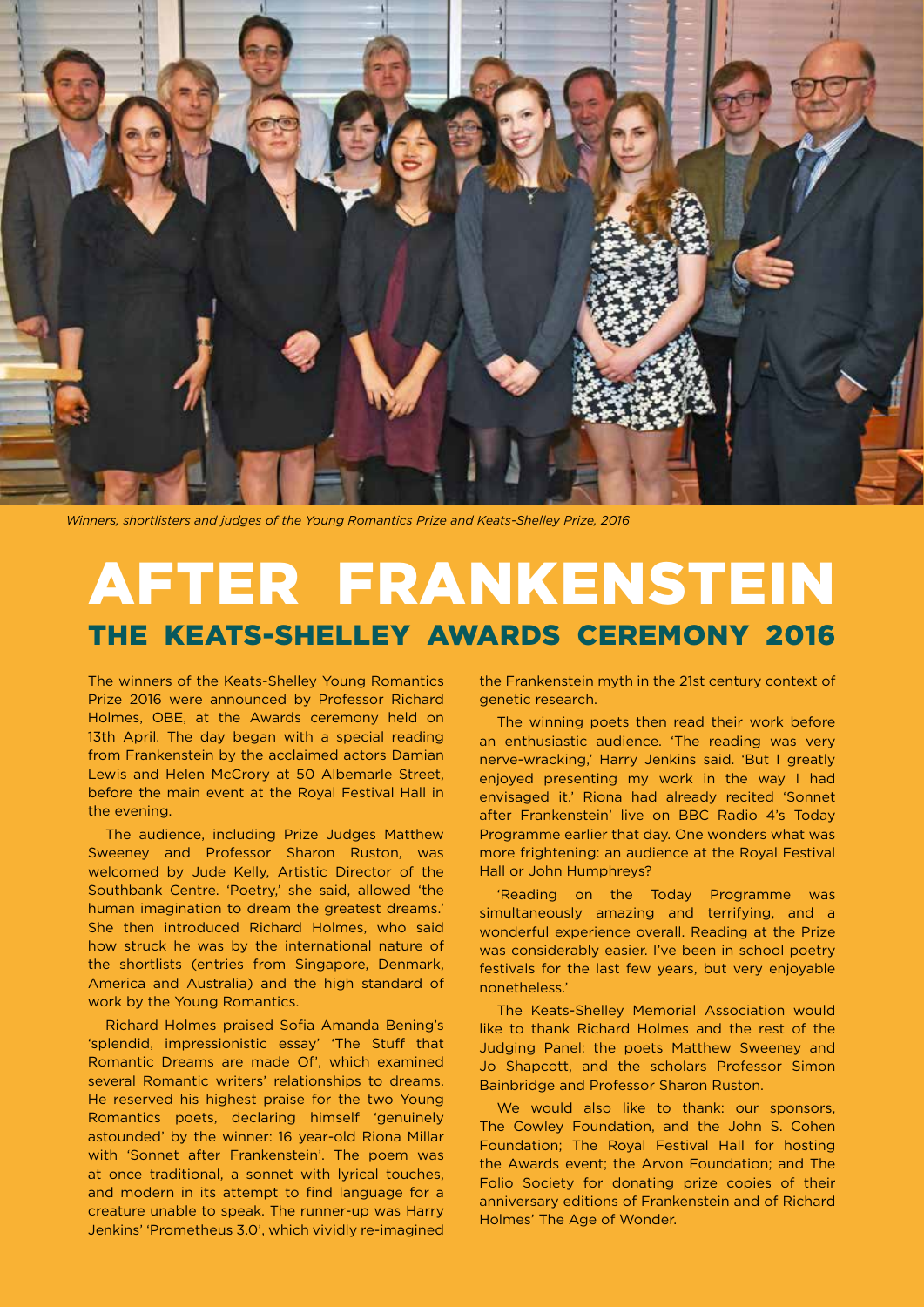*Winners, shortlisters and judges of the Young Romantics Prize and Keats-Shelley Prize, 2016*

# AFTER FRANKENSTEIN

## THE KEATS-SHELLEY AWARDS CEREMONY 2016

The winners of the Keats-Shelley Young Romantics Prize 2016 were announced by Professor Richard Holmes, OBE, at the Awards ceremony held on 13th April. The day began with a special reading from Frankenstein by the acclaimed actors Damian Lewis and Helen McCrory at 50 Albemarle Street, before the main event at the Royal Festival Hall in the evening.

The audience, including Prize Judges Matthew Sweeney and Professor Sharon Ruston, was welcomed by Jude Kelly, Artistic Director of the Southbank Centre. 'Poetry,' she said, allowed 'the human imagination to dream the greatest dreams.' She then introduced Richard Holmes, who said how struck he was by the international nature of the shortlists (entries from Singapore, Denmark, America and Australia) and the high standard of work by the Young Romantics.

Richard Holmes praised Sofia Amanda Bening's 'splendid, impressionistic essay' 'The Stuff that Romantic Dreams are made Of', which examined several Romantic writers' relationships to dreams. He reserved his highest praise for the two Young Romantics poets, declaring himself 'genuinely astounded' by the winner: 16 year-old Riona Millar with 'Sonnet after Frankenstein'. The poem was at once traditional, a sonnet with lyrical touches, and modern in its attempt to find language for a creature unable to speak. The runner-up was Harry Jenkins' 'Prometheus 3.0', which vividly re-imagined the Frankenstein myth in the 21st century context of genetic research.

The winning poets then read their work before an enthusiastic audience. 'The reading was very nerve-wracking,' Harry Jenkins said. 'But I greatly enjoyed presenting my work in the way I had envisaged it.' Riona had already recited 'Sonnet after Frankenstein' live on BBC Radio 4's Today Programme earlier that day. One wonders what was more frightening: an audience at the Royal Festival Hall or John Humphreys?

'Reading on the Today Programme was simultaneously amazing and terrifying, and a wonderful experience overall. Reading at the Prize was considerably easier. I've been in school poetry festivals for the last few years, but very enjoyable nonetheless.'

The Keats-Shelley Memorial Association would like to thank Richard Holmes and the rest of the Judging Panel: the poets Matthew Sweeney and Jo Shapcott, and the scholars Professor Simon Bainbridge and Professor Sharon Ruston.

We would also like to thank: our sponsors, The Cowley Foundation, and the John S. Cohen Foundation; The Royal Festival Hall for hosting the Awards event; the Arvon Foundation; and The Folio Society for donating prize copies of their anniversary editions of Frankenstein and of Richard Holmes' The Age of Wonder.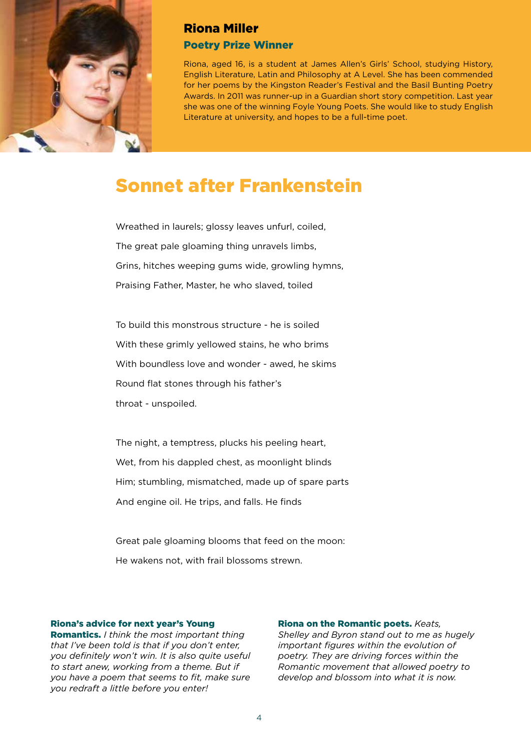## Riona Miller

### Poetry Prize Winner

Riona, aged 16, is a student at James Allen's Girls' School, studying History, English Literature, Latin and Philosophy at A Level. She has been commended for her poems by the Kingston Reader's Festival and the Basil Bunting Poetry Awards. In 2011 was runner-up in a Guardian short story competition. Last year she was one of the winning Foyle Young Poets. She would like to study English Literature at university, and hopes to be a full-time poet.

# Sonnet after Frankenstein

Wreathed in laurels; glossy leaves unfurl, coiled,
The great pale gloaming thing unravels limbs,
Grins, hitches weeping gums wide, growling hymns,
Praising Father, Master, he who slaved, toiled

To build this monstrous structure - he is soiled
With these grimly yellowed stains, he who brims
With boundless love and wonder - awed, he skims
Round flat stones through his father's
throat - unspoiled.

The night, a temptress, plucks his peeling heart,
Wet, from his dappled chest, as moonlight blinds
Him; stumbling, mismatched, made up of spare parts
And engine oil. He trips, and falls. He finds

Great pale gloaming blooms that feed on the moon:
He wakens not, with frail blossoms strewn.

**Riona's advice for next year's Young Romantics.** *I think the most important thing that I've been told is that if you don't enter, you definitely won't win. It is also quite useful to start anew, working from a theme. But if you have a poem that seems to fit, make sure you redraft a little before you enter!*

**Riona on the Romantic poets.** *Keats, Shelley and Byron stand out to me as hugely important figures within the evolution of poetry. They are driving forces within the Romantic movement that allowed poetry to develop and blossom into what it is now.*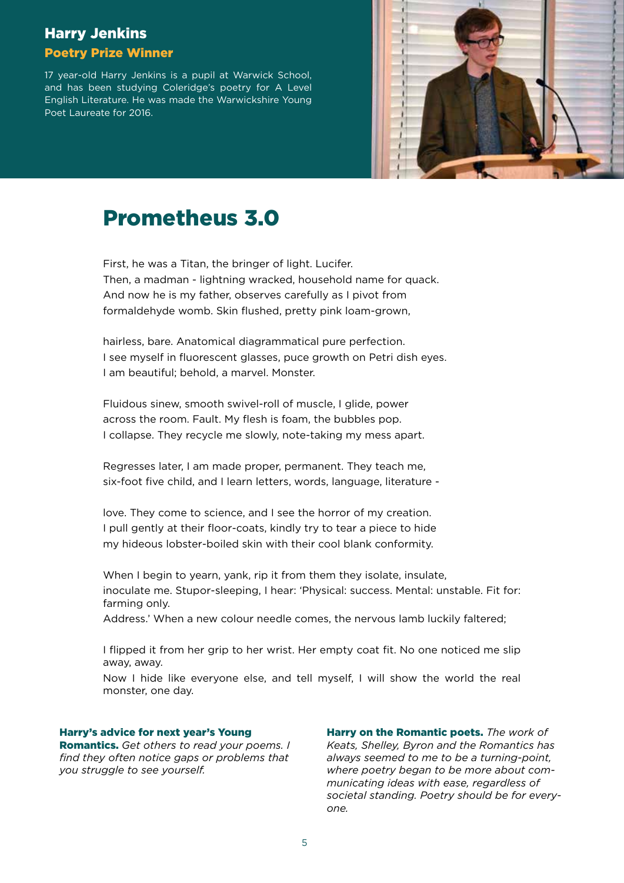## Harry Jenkins

### Poetry Prize Winner

17 year-old Harry Jenkins is a pupil at Warwick School, and has been studying Coleridge's poetry for A Level English Literature. He was made the Warwickshire Young Poet Laureate for 2016.

# Prometheus 3.0

First, he was a Titan, the bringer of light. Lucifer.
Then, a madman - lightning wracked, household name for quack.
And now he is my father, observes carefully as I pivot from
formaldehyde womb. Skin flushed, pretty pink loam-grown,

hairless, bare. Anatomical diagrammatical pure perfection.
I see myself in fluorescent glasses, puce growth on Petri dish eyes.
I am beautiful; behold, a marvel. Monster.

Fluidous sinew, smooth swivel-roll of muscle, I glide, power
across the room. Fault. My flesh is foam, the bubbles pop.
I collapse. They recycle me slowly, note-taking my mess apart.

Regresses later, I am made proper, permanent. They teach me,
six-foot five child, and I learn letters, words, language, literature -

love. They come to science, and I see the horror of my creation.
I pull gently at their floor-coats, kindly try to tear a piece to hide
my hideous lobster-boiled skin with their cool blank conformity.

When I begin to yearn, yank, rip it from them they isolate, insulate,
inoculate me. Stupor-sleeping, I hear: 'Physical: success. Mental: unstable. Fit for: farming only.
Address.' When a new colour needle comes, the nervous lamb luckily faltered;

I flipped it from her grip to her wrist. Her empty coat fit. No one noticed me slip away, away.
Now I hide like everyone else, and tell myself, I will show the world the real monster, one day.

**Harry's advice for next year's Young Romantics.** *Get others to read your poems. I find they often notice gaps or problems that you struggle to see yourself.*

**Harry on the Romantic poets.** *The work of Keats, Shelley, Byron and the Romantics has always seemed to me to be a turning-point, where poetry began to be more about communicating ideas with ease, regardless of societal standing. Poetry should be for everyone.*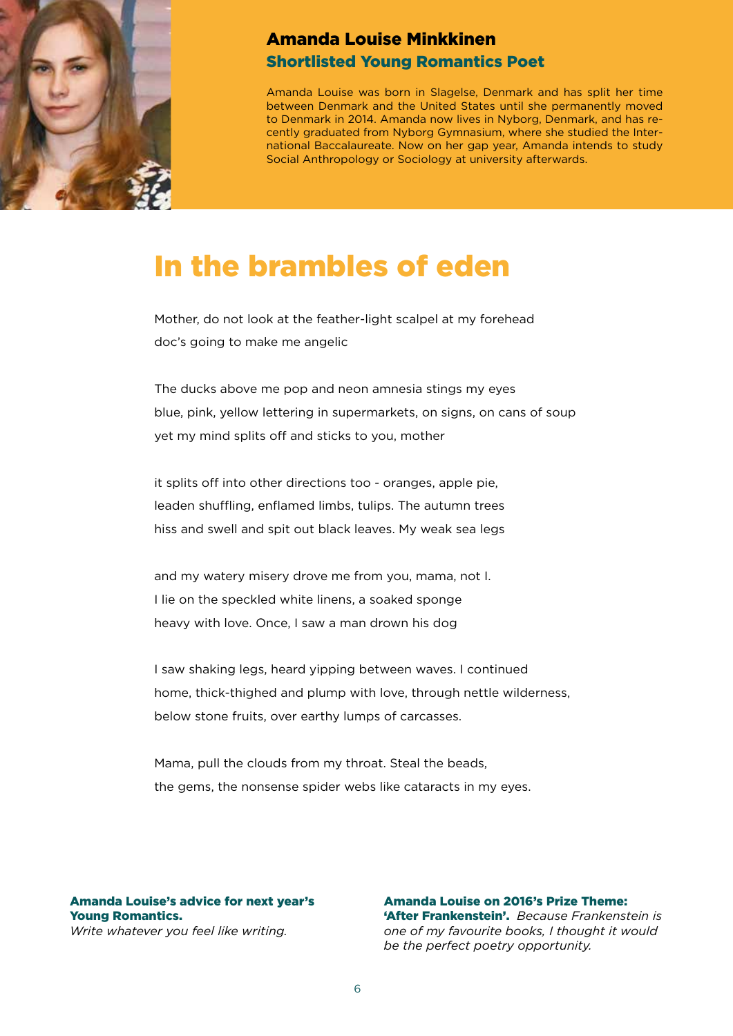## Amanda Louise Minkkinen

### Shortlisted Young Romantics Poet

Amanda Louise was born in Slagelse, Denmark and has split her time between Denmark and the United States until she permanently moved to Denmark in 2014. Amanda now lives in Nyborg, Denmark, and has recently graduated from Nyborg Gymnasium, where she studied the International Baccalaureate. Now on her gap year, Amanda intends to study Social Anthropology or Sociology at university afterwards.

# In the brambles of eden

Mother, do not look at the feather-light scalpel at my forehead
doc's going to make me angelic

The ducks above me pop and neon amnesia stings my eyes
blue, pink, yellow lettering in supermarkets, on signs, on cans of soup
yet my mind splits off and sticks to you, mother

it splits off into other directions too - oranges, apple pie,
leaden shuffling, enflamed limbs, tulips. The autumn trees
hiss and swell and spit out black leaves. My weak sea legs

and my watery misery drove me from you, mama, not I.
I lie on the speckled white linens, a soaked sponge
heavy with love. Once, I saw a man drown his dog

I saw shaking legs, heard yipping between waves. I continued
home, thick-thighed and plump with love, through nettle wilderness,
below stone fruits, over earthy lumps of carcasses.

Mama, pull the clouds from my throat. Steal the beads,
the gems, the nonsense spider webs like cataracts in my eyes.

**Amanda Louise's advice for next year's Young Romantics.**
*Write whatever you feel like writing.*

**Amanda Louise on 2016's Prize Theme: 'After Frankenstein'.** *Because Frankenstein is one of my favourite books, I thought it would be the perfect poetry opportunity.*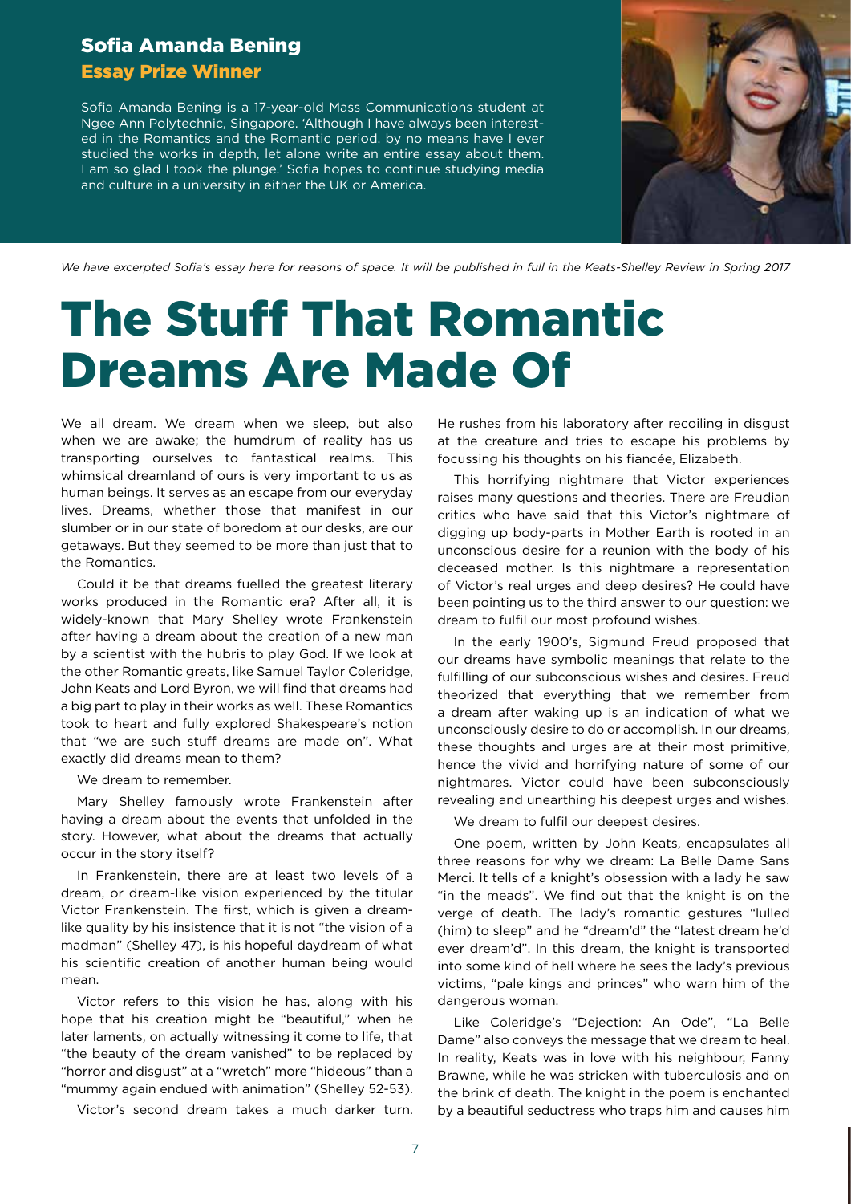## Sofia Amanda Bening

### Essay Prize Winner

Sofia Amanda Bening is a 17-year-old Mass Communications student at Ngee Ann Polytechnic, Singapore. 'Although I have always been interested in the Romantics and the Romantic period, by no means have I ever studied the works in depth, let alone write an entire essay about them. I am so glad I took the plunge.' Sofia hopes to continue studying media and culture in a university in either the UK or America.

*We have excerpted Sofia's essay here for reasons of space. It will be published in full in the Keats-Shelley Review in Spring 2017*

# The Stuff That Romantic Dreams Are Made Of

We all dream. We dream when we sleep, but also when we are awake; the humdrum of reality has us transporting ourselves to fantastical realms. This whimsical dreamland of ours is very important to us as human beings. It serves as an escape from our everyday lives. Dreams, whether those that manifest in our slumber or in our state of boredom at our desks, are our getaways. But they seemed to be more than just that to the Romantics.

Could it be that dreams fuelled the greatest literary works produced in the Romantic era? After all, it is widely-known that Mary Shelley wrote Frankenstein after having a dream about the creation of a new man by a scientist with the hubris to play God. If we look at the other Romantic greats, like Samuel Taylor Coleridge, John Keats and Lord Byron, we will find that dreams had a big part to play in their works as well. These Romantics took to heart and fully explored Shakespeare's notion that "we are such stuff dreams are made on". What exactly did dreams mean to them?

We dream to remember.

Mary Shelley famously wrote Frankenstein after having a dream about the events that unfolded in the story. However, what about the dreams that actually occur in the story itself?

In Frankenstein, there are at least two levels of a dream, or dream-like vision experienced by the titular Victor Frankenstein. The first, which is given a dream-like quality by his insistence that it is not "the vision of a madman" (Shelley 47), is his hopeful daydream of what his scientific creation of another human being would mean.

Victor refers to this vision he has, along with his hope that his creation might be "beautiful," when he later laments, on actually witnessing it come to life, that "the beauty of the dream vanished" to be replaced by "horror and disgust" at a "wretch" more "hideous" than a "mummy again endued with animation" (Shelley 52-53).

Victor's second dream takes a much darker turn. He rushes from his laboratory after recoiling in disgust at the creature and tries to escape his problems by focussing his thoughts on his fiancée, Elizabeth.

This horrifying nightmare that Victor experiences raises many questions and theories. There are Freudian critics who have said that this Victor's nightmare of digging up body-parts in Mother Earth is rooted in an unconscious desire for a reunion with the body of his deceased mother. Is this nightmare a representation of Victor's real urges and deep desires? He could have been pointing us to the third answer to our question: we dream to fulfil our most profound wishes.

In the early 1900's, Sigmund Freud proposed that our dreams have symbolic meanings that relate to the fulfilling of our subconscious wishes and desires. Freud theorized that everything that we remember from a dream after waking up is an indication of what we unconsciously desire to do or accomplish. In our dreams, these thoughts and urges are at their most primitive, hence the vivid and horrifying nature of some of our nightmares. Victor could have been subconsciously revealing and unearthing his deepest urges and wishes.

We dream to fulfil our deepest desires.

One poem, written by John Keats, encapsulates all three reasons for why we dream: La Belle Dame Sans Merci. It tells of a knight's obsession with a lady he saw "in the meads". We find out that the knight is on the verge of death. The lady's romantic gestures "lulled (him) to sleep" and he "dream'd" the "latest dream he'd ever dream'd". In this dream, the knight is transported into some kind of hell where he sees the lady's previous victims, "pale kings and princes" who warn him of the dangerous woman.

Like Coleridge's "Dejection: An Ode", "La Belle Dame" also conveys the message that we dream to heal. In reality, Keats was in love with his neighbour, Fanny Brawne, while he was stricken with tuberculosis and on the brink of death. The knight in the poem is enchanted by a beautiful seductress who traps him and causes him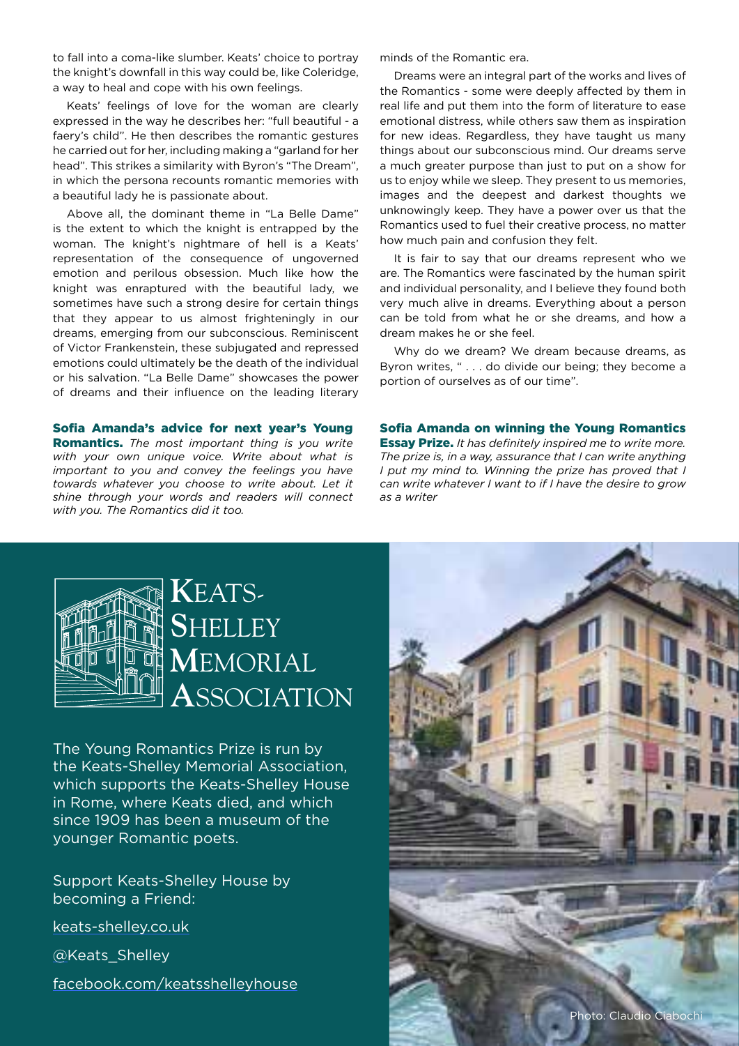to fall into a coma-like slumber. Keats' choice to portray the knight's downfall in this way could be, like Coleridge, a way to heal and cope with his own feelings.

Keats' feelings of love for the woman are clearly expressed in the way he describes her: "full beautiful - a faery's child". He then describes the romantic gestures he carried out for her, including making a "garland for her head". This strikes a similarity with Byron's "The Dream", in which the persona recounts romantic memories with a beautiful lady he is passionate about.

Above all, the dominant theme in "La Belle Dame" is the extent to which the knight is entrapped by the woman. The knight's nightmare of hell is a Keats' representation of the consequence of ungoverned emotion and perilous obsession. Much like how the knight was enraptured with the beautiful lady, we sometimes have such a strong desire for certain things that they appear to us almost frighteningly in our dreams, emerging from our subconscious. Reminiscent of Victor Frankenstein, these subjugated and repressed emotions could ultimately be the death of the individual or his salvation. "La Belle Dame" showcases the power of dreams and their influence on the leading literary minds of the Romantic era.

Dreams were an integral part of the works and lives of the Romantics - some were deeply affected by them in real life and put them into the form of literature to ease emotional distress, while others saw them as inspiration for new ideas. Regardless, they have taught us many things about our subconscious mind. Our dreams serve a much greater purpose than just to put on a show for us to enjoy while we sleep. They present to us memories, images and the deepest and darkest thoughts we unknowingly keep. They have a power over us that the Romantics used to fuel their creative process, no matter how much pain and confusion they felt.

It is fair to say that our dreams represent who we are. The Romantics were fascinated by the human spirit and individual personality, and I believe they found both very much alive in dreams. Everything about a person can be told from what he or she dreams, and how a dream makes he or she feel.

Why do we dream? We dream because dreams, as Byron writes, " . . . do divide our being; they become a portion of ourselves as of our time".

**Sofia Amanda's advice for next year's Young Romantics.** *The most important thing is you write with your own unique voice. Write about what is important to you and convey the feelings you have towards whatever you choose to write about. Let it shine through your words and readers will connect with you. The Romantics did it too.*

**Sofia Amanda on winning the Young Romantics Essay Prize.** *It has definitely inspired me to write more. The prize is, in a way, assurance that I can write anything I put my mind to. Winning the prize has proved that I can write whatever I want to if I have the desire to grow as a writer*

## Keats-Shelley Memorial Association

The Young Romantics Prize is run by the Keats-Shelley Memorial Association, which supports the Keats-Shelley House in Rome, where Keats died, and which since 1909 has been a museum of the younger Romantic poets.

Support Keats-Shelley House by becoming a Friend:

keats-shelley.co.uk

@Keats_Shelley

facebook.com/keatsshelleyhouse

Photo: Claudio Ciabochi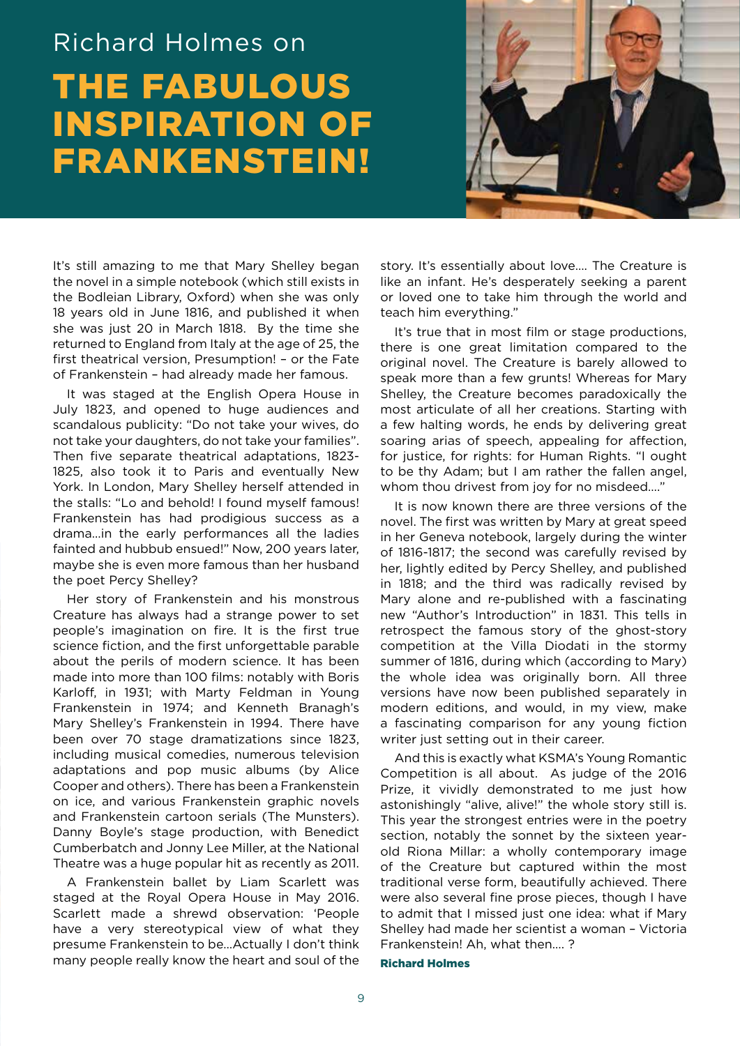Richard Holmes on

# THE FABULOUS INSPIRATION OF FRANKENSTEIN!

It's still amazing to me that Mary Shelley began the novel in a simple notebook (which still exists in the Bodleian Library, Oxford) when she was only 18 years old in June 1816, and published it when she was just 20 in March 1818. By the time she returned to England from Italy at the age of 25, the first theatrical version, Presumption! – or the Fate of Frankenstein – had already made her famous.

It was staged at the English Opera House in July 1823, and opened to huge audiences and scandalous publicity: "Do not take your wives, do not take your daughters, do not take your families". Then five separate theatrical adaptations, 1823-1825, also took it to Paris and eventually New York. In London, Mary Shelley herself attended in the stalls: "Lo and behold! I found myself famous! Frankenstein has had prodigious success as a drama...in the early performances all the ladies fainted and hubbub ensued!" Now, 200 years later, maybe she is even more famous than her husband the poet Percy Shelley?

Her story of Frankenstein and his monstrous Creature has always had a strange power to set people's imagination on fire. It is the first true science fiction, and the first unforgettable parable about the perils of modern science. It has been made into more than 100 films: notably with Boris Karloff, in 1931; with Marty Feldman in Young Frankenstein in 1974; and Kenneth Branagh's Mary Shelley's Frankenstein in 1994. There have been over 70 stage dramatizations since 1823, including musical comedies, numerous television adaptations and pop music albums (by Alice Cooper and others). There has been a Frankenstein on ice, and various Frankenstein graphic novels and Frankenstein cartoon serials (The Munsters). Danny Boyle's stage production, with Benedict Cumberbatch and Jonny Lee Miller, at the National Theatre was a huge popular hit as recently as 2011.

A Frankenstein ballet by Liam Scarlett was staged at the Royal Opera House in May 2016. Scarlett made a shrewd observation: 'People have a very stereotypical view of what they presume Frankenstein to be...Actually I don't think many people really know the heart and soul of the story. It's essentially about love.... The Creature is like an infant. He's desperately seeking a parent or loved one to take him through the world and teach him everything."

It's true that in most film or stage productions, there is one great limitation compared to the original novel. The Creature is barely allowed to speak more than a few grunts! Whereas for Mary Shelley, the Creature becomes paradoxically the most articulate of all her creations. Starting with a few halting words, he ends by delivering great soaring arias of speech, appealing for affection, for justice, for rights: for Human Rights. "I ought to be thy Adam; but I am rather the fallen angel, whom thou drivest from joy for no misdeed...."

It is now known there are three versions of the novel. The first was written by Mary at great speed in her Geneva notebook, largely during the winter of 1816-1817; the second was carefully revised by her, lightly edited by Percy Shelley, and published in 1818; and the third was radically revised by Mary alone and re-published with a fascinating new "Author's Introduction" in 1831. This tells in retrospect the famous story of the ghost-story competition at the Villa Diodati in the stormy summer of 1816, during which (according to Mary) the whole idea was originally born. All three versions have now been published separately in modern editions, and would, in my view, make a fascinating comparison for any young fiction writer just setting out in their career.

And this is exactly what KSMA's Young Romantic Competition is all about. As judge of the 2016 Prize, it vividly demonstrated to me just how astonishingly "alive, alive!" the whole story still is. This year the strongest entries were in the poetry section, notably the sonnet by the sixteen year-old Riona Millar: a wholly contemporary image of the Creature but captured within the most traditional verse form, beautifully achieved. There were also several fine prose pieces, though I have to admit that I missed just one idea: what if Mary Shelley had made her scientist a woman – Victoria Frankenstein! Ah, what then.... ?

**Richard Holmes**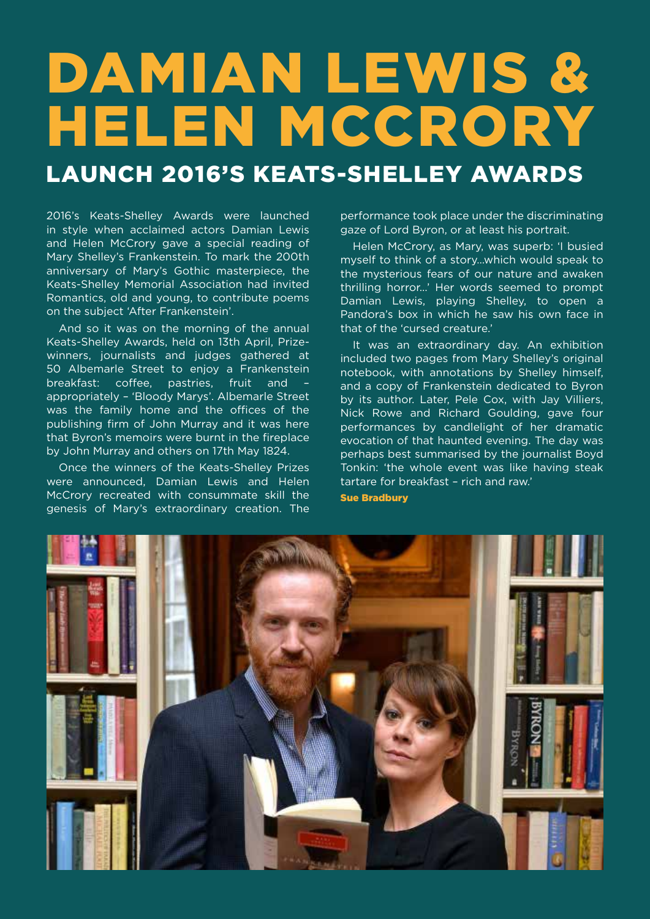# DAMIAN LEWIS & HELEN MCCRORY

## LAUNCH 2016'S KEATS-SHELLEY AWARDS

2016's Keats-Shelley Awards were launched in style when acclaimed actors Damian Lewis and Helen McCrory gave a special reading of Mary Shelley's Frankenstein. To mark the 200th anniversary of Mary's Gothic masterpiece, the Keats-Shelley Memorial Association had invited Romantics, old and young, to contribute poems on the subject 'After Frankenstein'.

And so it was on the morning of the annual Keats-Shelley Awards, held on 13th April, Prize-winners, journalists and judges gathered at 50 Albemarle Street to enjoy a Frankenstein breakfast: coffee, pastries, fruit and – appropriately – 'Bloody Marys'. Albemarle Street was the family home and the offices of the publishing firm of John Murray and it was here that Byron's memoirs were burnt in the fireplace by John Murray and others on 17th May 1824.

Once the winners of the Keats-Shelley Prizes were announced, Damian Lewis and Helen McCrory recreated with consummate skill the genesis of Mary's extraordinary creation. The performance took place under the discriminating gaze of Lord Byron, or at least his portrait.

Helen McCrory, as Mary, was superb: 'I busied myself to think of a story...which would speak to the mysterious fears of our nature and awaken thrilling horror...' Her words seemed to prompt Damian Lewis, playing Shelley, to open a Pandora's box in which he saw his own face in that of the 'cursed creature.'

It was an extraordinary day. An exhibition included two pages from Mary Shelley's original notebook, with annotations by Shelley himself, and a copy of Frankenstein dedicated to Byron by its author. Later, Pele Cox, with Jay Villiers, Nick Rowe and Richard Goulding, gave four performances by candlelight of her dramatic evocation of that haunted evening. The day was perhaps best summarised by the journalist Boyd Tonkin: 'the whole event was like having steak tartare for breakfast – rich and raw.'

**Sue Bradbury**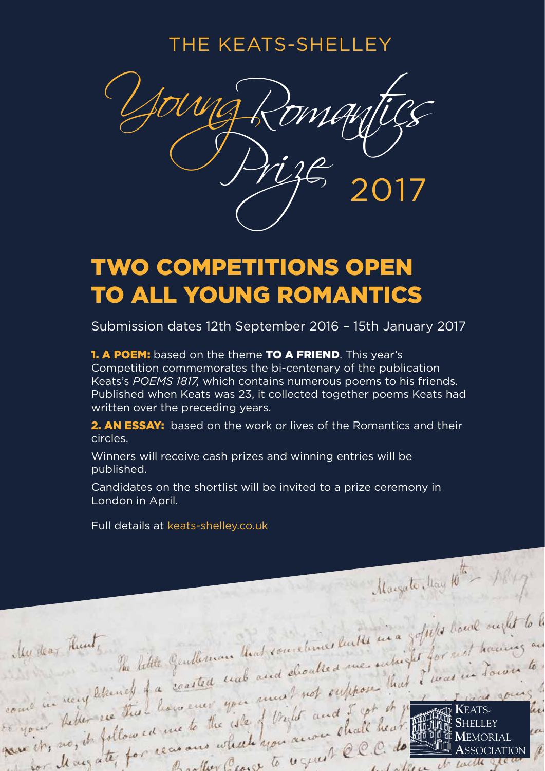THE KEATS-SHELLEY

# Young Romantics Prize 2017

## TWO COMPETITIONS OPEN TO ALL YOUNG ROMANTICS

Submission dates 12th September 2016 – 15th January 2017

**1. A POEM:** based on the theme **TO A FRIEND**. This year's Competition commemorates the bi-centenary of the publication Keats's *POEMS 1817,* which contains numerous poems to his friends. Published when Keats was 23, it collected together poems Keats had written over the preceding years.

**2. AN ESSAY:** based on the work or lives of the Romantics and their circles.

Winners will receive cash prizes and winning entries will be published.

Candidates on the shortlist will be invited to a prize ceremony in London in April.

Full details at keats-shelley.co.uk

KEATS-SHELLEY MEMORIAL ASSOCIATION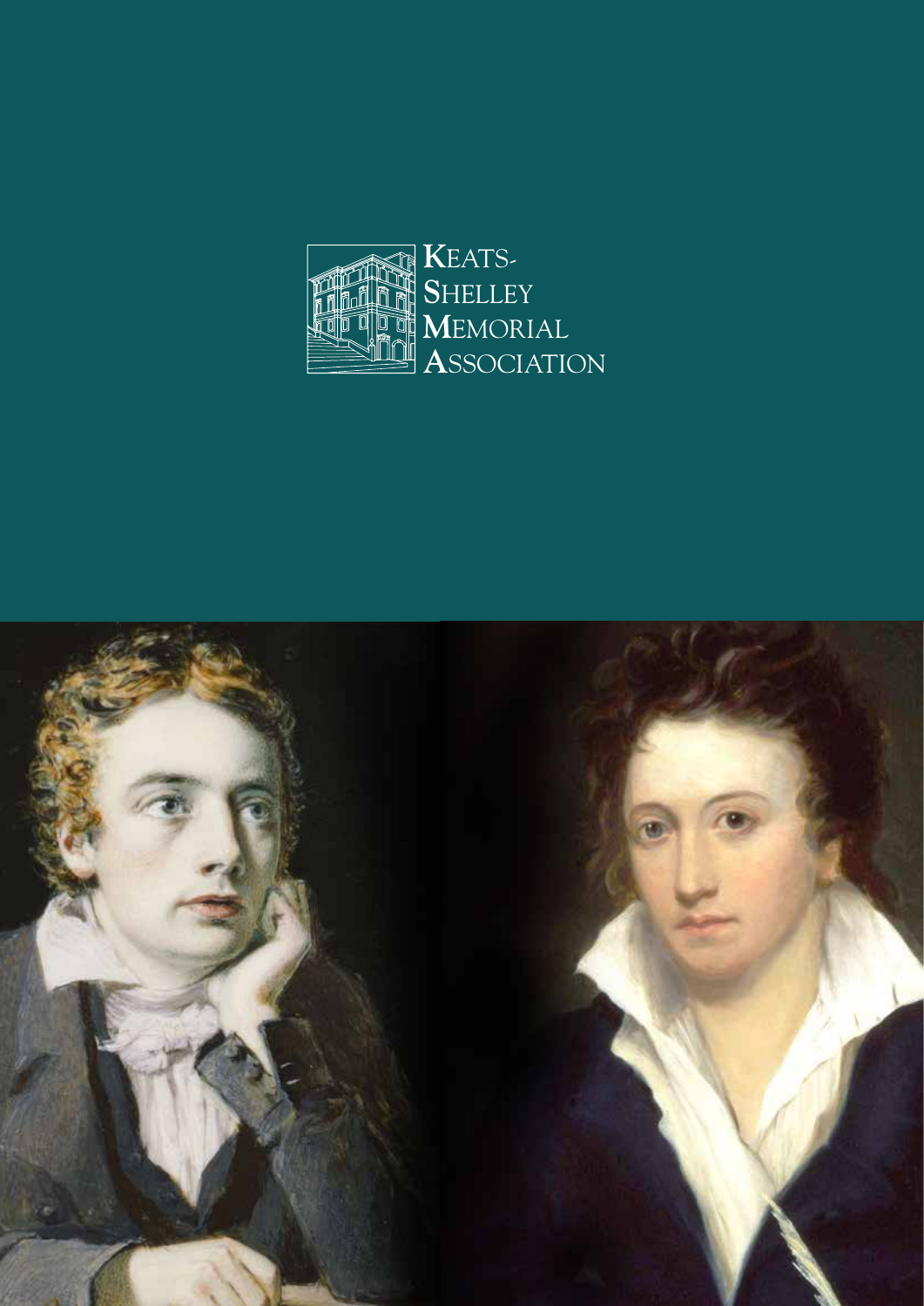KEATS-
SHELLEY
MEMORIAL
ASSOCIATION